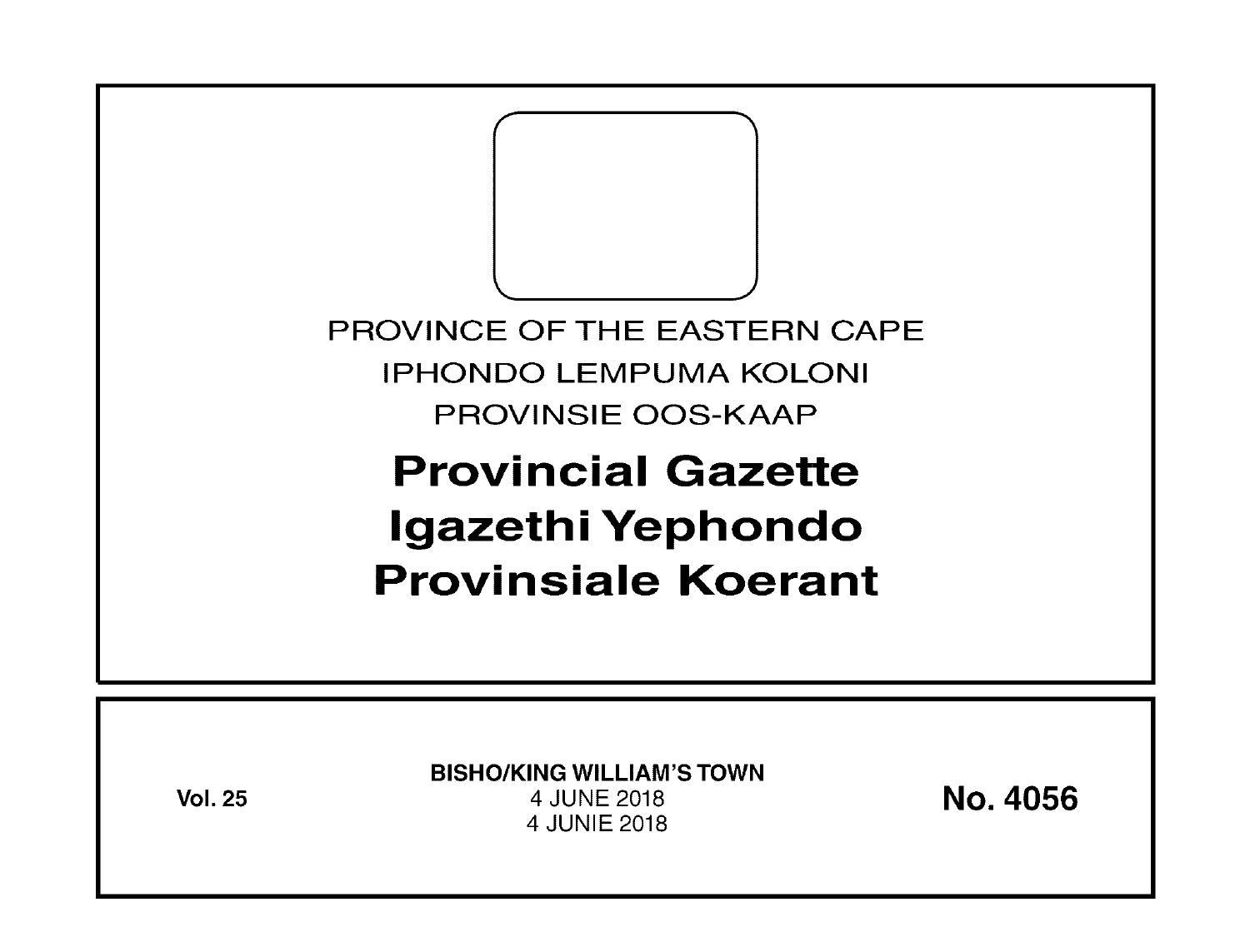PROVINCE OF THE EASTERN CAPE

IPHONDO LEMPUMA KOLONI

PROVINSIE OOS-KAAP

# Provincial Gazette
# Igazethi Yephondo
# Provinsiale Koerant

**Vol. 25**

**BISHO/KING WILLIAM'S TOWN**

4 JUNE 2018

4 JUNIE 2018

**No. 4056**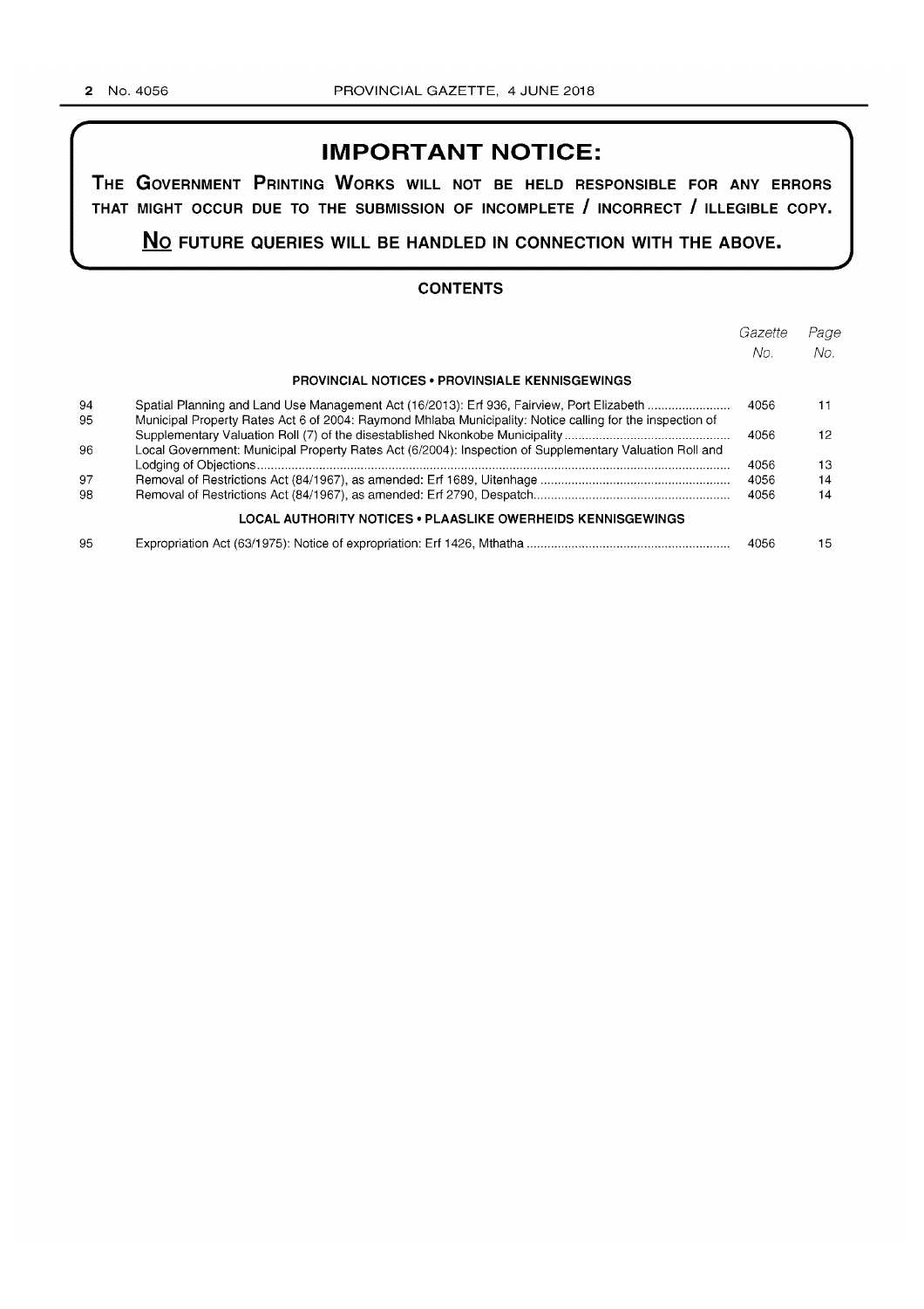## IMPORTANT NOTICE:

**THE GOVERNMENT PRINTING WORKS WILL NOT BE HELD RESPONSIBLE FOR ANY ERRORS THAT MIGHT OCCUR DUE TO THE SUBMISSION OF INCOMPLETE / INCORRECT / ILLEGIBLE COPY.**

**NO FUTURE QUERIES WILL BE HANDLED IN CONNECTION WITH THE ABOVE.**

### CONTENTS

| | | *Gazette No.* | *Page No.* |
|---|---|---|---|
| | **PROVINCIAL NOTICES • PROVINSIALE KENNISGEWINGS** | | |
| 94 | Spatial Planning and Land Use Management Act (16/2013): Erf 936, Fairview, Port Elizabeth | 4056 | 11 |
| 95 | Municipal Property Rates Act 6 of 2004: Raymond Mhlaba Municipality: Notice calling for the inspection of Supplementary Valuation Roll (7) of the disestablished Nkonkobe Municipality | 4056 | 12 |
| 96 | Local Government: Municipal Property Rates Act (6/2004): Inspection of Supplementary Valuation Roll and Lodging of Objections | 4056 | 13 |
| 97 | Removal of Restrictions Act (84/1967), as amended: Erf 1689, Uitenhage | 4056 | 14 |
| 98 | Removal of Restrictions Act (84/1967), as amended: Erf 2790, Despatch | 4056 | 14 |
| | **LOCAL AUTHORITY NOTICES • PLAASLIKE OWERHEIDS KENNISGEWINGS** | | |
| 95 | Expropriation Act (63/1975): Notice of expropriation: Erf 1426, Mthatha | 4056 | 15 |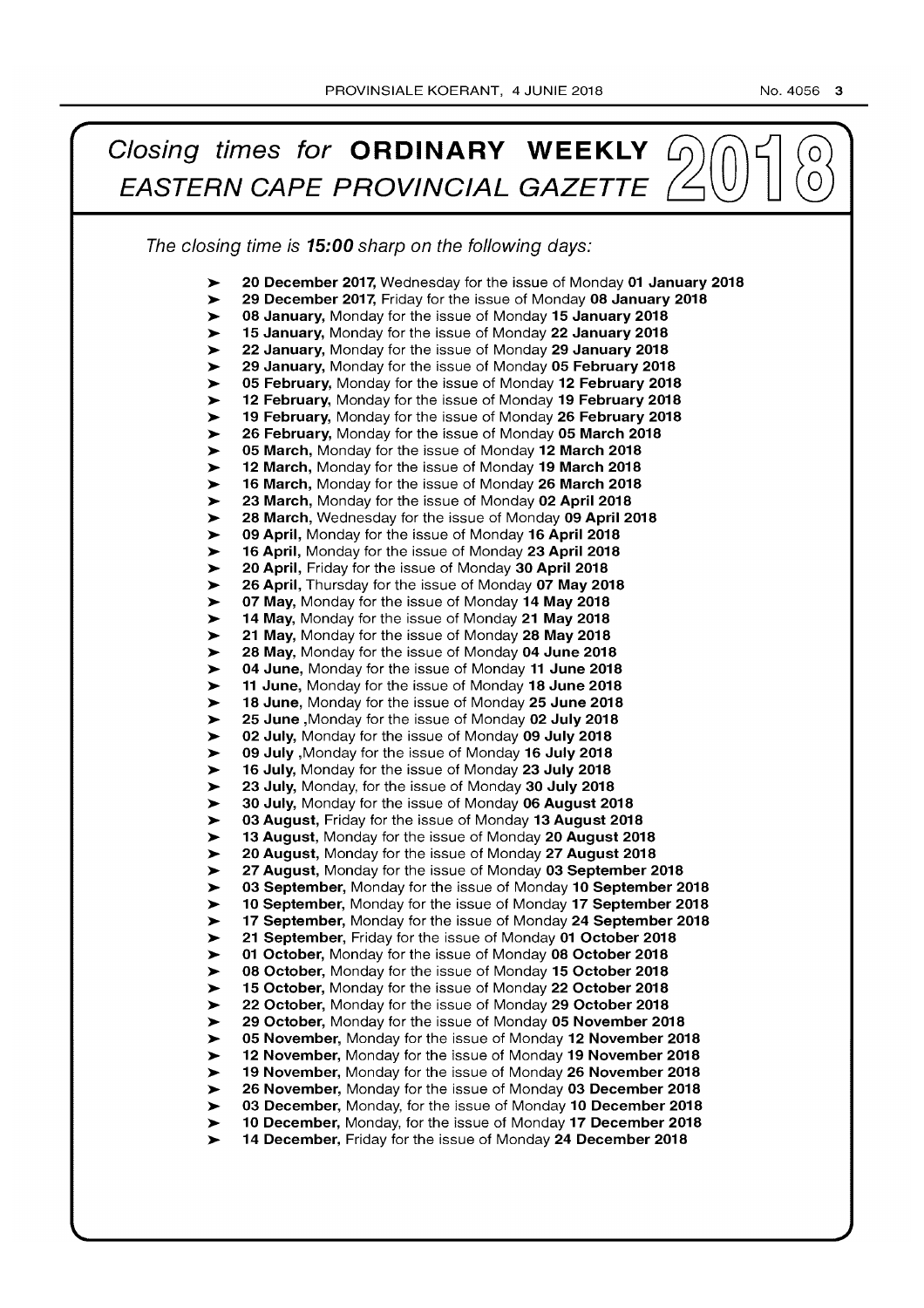# *Closing times for* **ORDINARY WEEKLY** *EASTERN CAPE PROVINCIAL GAZETTE* 2018

*The closing time is **15:00** sharp on the following days:*

- **20 December 2017,** Wednesday for the issue of Monday **01 January 2018**
- **29 December 2017,** Friday for the issue of Monday **08 January 2018**
- **08 January,** Monday for the issue of Monday **15 January 2018**
- **15 January,** Monday for the issue of Monday **22 January 2018**
- **22 January,** Monday for the issue of Monday **29 January 2018**
- **29 January,** Monday for the issue of Monday **05 February 2018**
- **05 February,** Monday for the issue of Monday **12 February 2018**
- **12 February,** Monday for the issue of Monday **19 February 2018**
- **19 February,** Monday for the issue of Monday **26 February 2018**
- **26 February,** Monday for the issue of Monday **05 March 2018**
- **05 March,** Monday for the issue of Monday **12 March 2018**
- **12 March,** Monday for the issue of Monday **19 March 2018**
- **16 March,** Monday for the issue of Monday **26 March 2018**
- **23 March,** Monday for the issue of Monday **02 April 2018**
- **28 March,** Wednesday for the issue of Monday **09 April 2018**
- **09 April,** Monday for the issue of Monday **16 April 2018**
- **16 April,** Monday for the issue of Monday **23 April 2018**
- **20 April,** Friday for the issue of Monday **30 April 2018**
- **26 April,** Thursday for the issue of Monday **07 May 2018**
- **07 May,** Monday for the issue of Monday **14 May 2018**
- **14 May,** Monday for the issue of Monday **21 May 2018**
- **21 May,** Monday for the issue of Monday **28 May 2018**
- **28 May,** Monday for the issue of Monday **04 June 2018**
- **04 June,** Monday for the issue of Monday **11 June 2018**
- **11 June,** Monday for the issue of Monday **18 June 2018**
- **18 June,** Monday for the issue of Monday **25 June 2018**
- **25 June** ,Monday for the issue of Monday **02 July 2018**
- **02 July,** Monday for the issue of Monday **09 July 2018**
- **09 July** ,Monday for the issue of Monday **16 July 2018**
- **16 July,** Monday for the issue of Monday **23 July 2018**
- **23 July,** Monday, for the issue of Monday **30 July 2018**
- **30 July,** Monday for the issue of Monday **06 August 2018**
- **03 August,** Friday for the issue of Monday **13 August 2018**
- **13 August,** Monday for the issue of Monday **20 August 2018**
- **20 August,** Monday for the issue of Monday **27 August 2018**
- **27 August,** Monday for the issue of Monday **03 September 2018**
- **03 September,** Monday for the issue of Monday **10 September 2018**
- **10 September,** Monday for the issue of Monday **17 September 2018**
- **17 September,** Monday for the issue of Monday **24 September 2018**
- **21 September,** Friday for the issue of Monday **01 October 2018**
- **01 October,** Monday for the issue of Monday **08 October 2018**
- **08 October,** Monday for the issue of Monday **15 October 2018**
- **15 October,** Monday for the issue of Monday **22 October 2018**
- **22 October,** Monday for the issue of Monday **29 October 2018**
- **29 October,** Monday for the issue of Monday **05 November 2018**
- **05 November,** Monday for the issue of Monday **12 November 2018**
- **12 November,** Monday for the issue of Monday **19 November 2018**
- **19 November,** Monday for the issue of Monday **26 November 2018**
- **26 November,** Monday for the issue of Monday **03 December 2018**
- **03 December,** Monday, for the issue of Monday **10 December 2018**
- **10 December,** Monday, for the issue of Monday **17 December 2018**
- **14 December,** Friday for the issue of Monday **24 December 2018**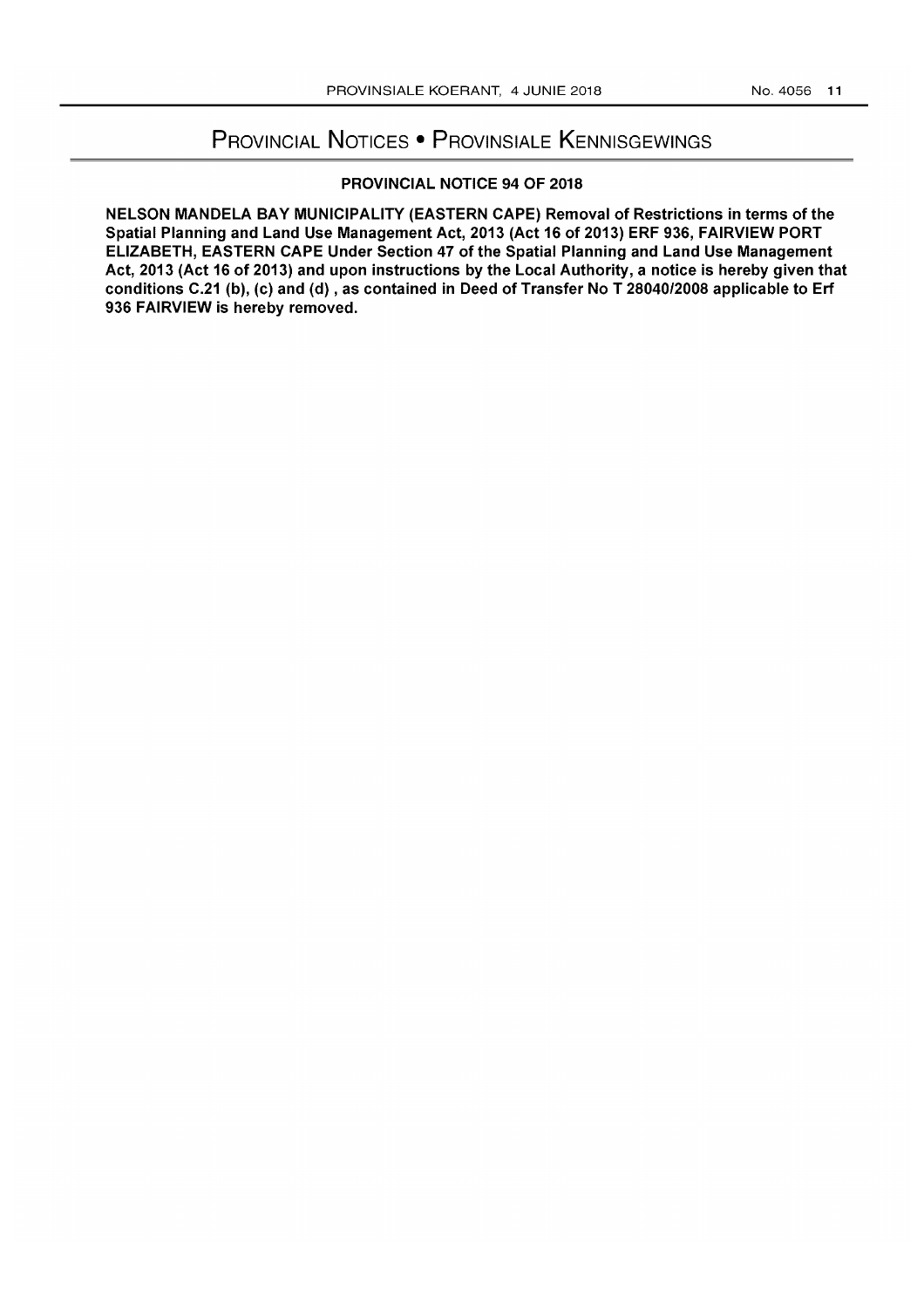# Provincial Notices • Provinsiale Kennisgewings

## PROVINCIAL NOTICE 94 OF 2018

**NELSON MANDELA BAY MUNICIPALITY (EASTERN CAPE) Removal of Restrictions in terms of the Spatial Planning and Land Use Management Act, 2013 (Act 16 of 2013) ERF 936, FAIRVIEW PORT ELIZABETH, EASTERN CAPE Under Section 47 of the Spatial Planning and Land Use Management Act, 2013 (Act 16 of 2013) and upon instructions by the Local Authority, a notice is hereby given that conditions C.21 (b), (c) and (d) , as contained in Deed of Transfer No T 28040/2008 applicable to Erf 936 FAIRVIEW is hereby removed.**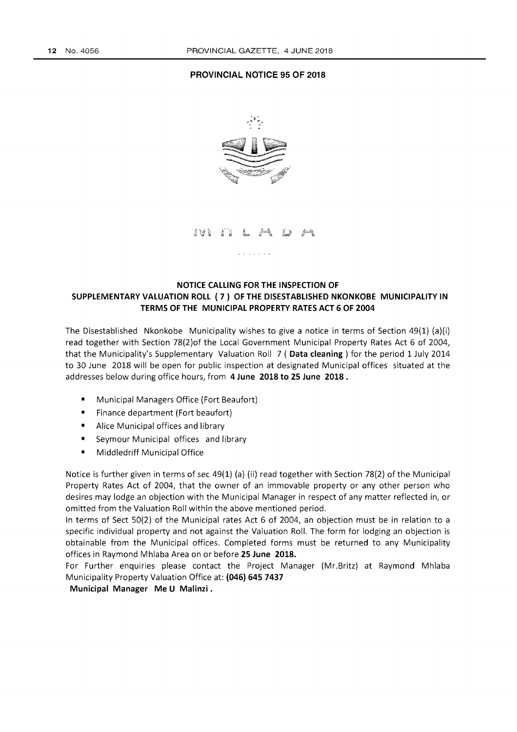## PROVINCIAL NOTICE 95 OF 2018

MHLABA

### NOTICE CALLING FOR THE INSPECTION OF SUPPLEMENTARY VALUATION ROLL ( 7 ) OF THE DISESTABLISHED NKONKOBE MUNICIPALITY IN TERMS OF THE MUNICIPAL PROPERTY RATES ACT 6 OF 2004

The Disestablished Nkonkobe Municipality wishes to give a notice in terms of Section 49(1) (a)(i) read together with Section 78(2)of the Local Government Municipal Property Rates Act 6 of 2004, that the Municipality's Supplementary Valuation Roll 7 ( **Data cleaning** ) for the period 1 July 2014 to 30 June 2018 will be open for public inspection at designated Municipal offices situated at the addresses below during office hours, from **4 June 2018 to 25 June 2018 .**

- Municipal Managers Office (Fort Beaufort)
- Finance department (Fort beaufort)
- Alice Municipal offices and library
- Seymour Municipal offices and library
- Middledriff Municipal Office

Notice is further given in terms of sec 49(1) (a) (ii) read together with Section 78(2) of the Municipal Property Rates Act of 2004, that the owner of an immovable property or any other person who desires may lodge an objection with the Municipal Manager in respect of any matter reflected in, or omitted from the Valuation Roll within the above mentioned period.

In terms of Sect 50(2) of the Municipal rates Act 6 of 2004, an objection must be in relation to a specific individual property and not against the Valuation Roll. The form for lodging an objection is obtainable from the Municipal offices. Completed forms must be returned to any Municipality offices in Raymond Mhlaba Area on or before **25 June 2018.**

For Further enquiries please contact the Project Manager (Mr.Britz) at Raymond Mhlaba Municipality Property Valuation Office at: **(046) 645 7437**

**Municipal Manager Me U Malinzi .**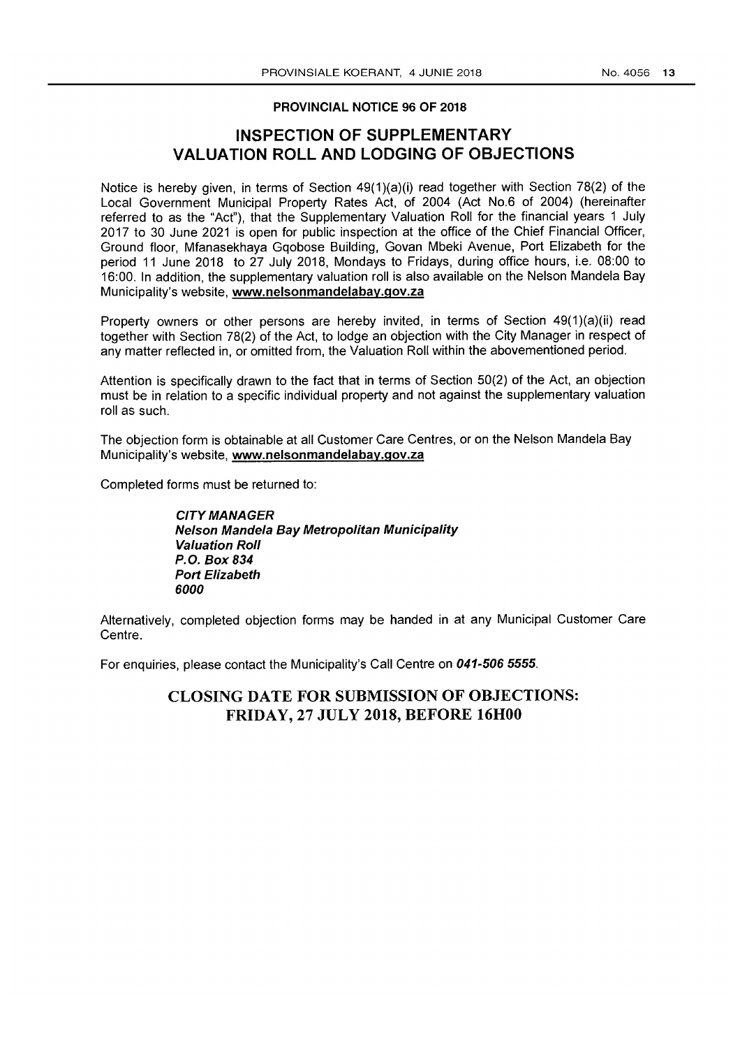**PROVINCIAL NOTICE 96 OF 2018**

## INSPECTION OF SUPPLEMENTARY VALUATION ROLL AND LODGING OF OBJECTIONS

Notice is hereby given, in terms of Section 49(1)(a)(i) read together with Section 78(2) of the Local Government Municipal Property Rates Act, of 2004 (Act No.6 of 2004) (hereinafter referred to as the "Act"), that the Supplementary Valuation Roll for the financial years 1 July 2017 to 30 June 2021 is open for public inspection at the office of the Chief Financial Officer, Ground floor, Mfanasekhaya Gqobose Building, Govan Mbeki Avenue, Port Elizabeth for the period 11 June 2018 to 27 July 2018, Mondays to Fridays, during office hours, i.e. 08:00 to 16:00. In addition, the supplementary valuation roll is also available on the Nelson Mandela Bay Municipality's website, **www.nelsonmandelabay.gov.za**

Property owners or other persons are hereby invited, in terms of Section 49(1)(a)(ii) read together with Section 78(2) of the Act, to lodge an objection with the City Manager in respect of any matter reflected in, or omitted from, the Valuation Roll within the abovementioned period.

Attention is specifically drawn to the fact that in terms of Section 50(2) of the Act, an objection must be in relation to a specific individual property and not against the supplementary valuation roll as such.

The objection form is obtainable at all Customer Care Centres, or on the Nelson Mandela Bay Municipality's website, **www.nelsonmandelabay.gov.za**

Completed forms must be returned to:

***CITY MANAGER***
***Nelson Mandela Bay Metropolitan Municipality***
***Valuation Roll***
***P.O. Box 834***
***Port Elizabeth***
***6000***

Alternatively, completed objection forms may be handed in at any Municipal Customer Care Centre.

For enquiries, please contact the Municipality's Call Centre on ***041-506 5555***.

## CLOSING DATE FOR SUBMISSION OF OBJECTIONS: FRIDAY, 27 JULY 2018, BEFORE 16H00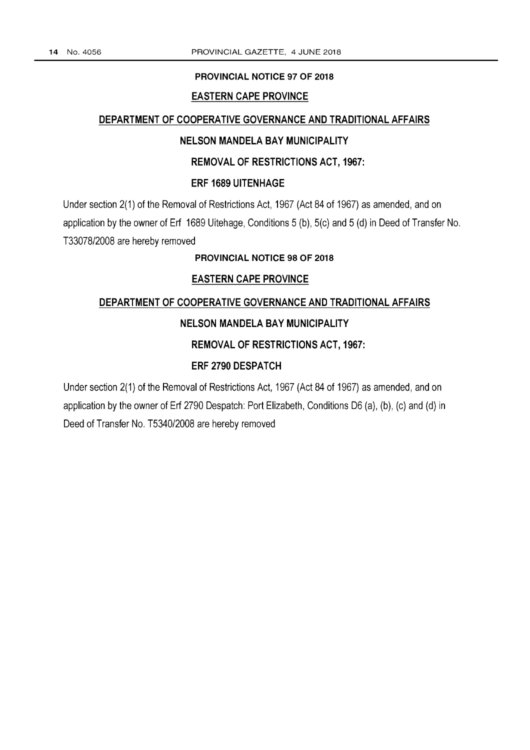## PROVINCIAL NOTICE 97 OF 2018

### EASTERN CAPE PROVINCE

### DEPARTMENT OF COOPERATIVE GOVERNANCE AND TRADITIONAL AFFAIRS

### NELSON MANDELA BAY MUNICIPALITY

### REMOVAL OF RESTRICTIONS ACT, 1967:

### ERF 1689 UITENHAGE

Under section 2(1) of the Removal of Restrictions Act, 1967 (Act 84 of 1967) as amended, and on application by the owner of Erf 1689 Uitehage, Conditions 5 (b), 5(c) and 5 (d) in Deed of Transfer No. T33078/2008 are hereby removed

## PROVINCIAL NOTICE 98 OF 2018

### EASTERN CAPE PROVINCE

### DEPARTMENT OF COOPERATIVE GOVERNANCE AND TRADITIONAL AFFAIRS

### NELSON MANDELA BAY MUNICIPALITY

### REMOVAL OF RESTRICTIONS ACT, 1967:

### ERF 2790 DESPATCH

Under section 2(1) of the Removal of Restrictions Act, 1967 (Act 84 of 1967) as amended, and on application by the owner of Erf 2790 Despatch: Port Elizabeth, Conditions D6 (a), (b), (c) and (d) in Deed of Transfer No. T5340/2008 are hereby removed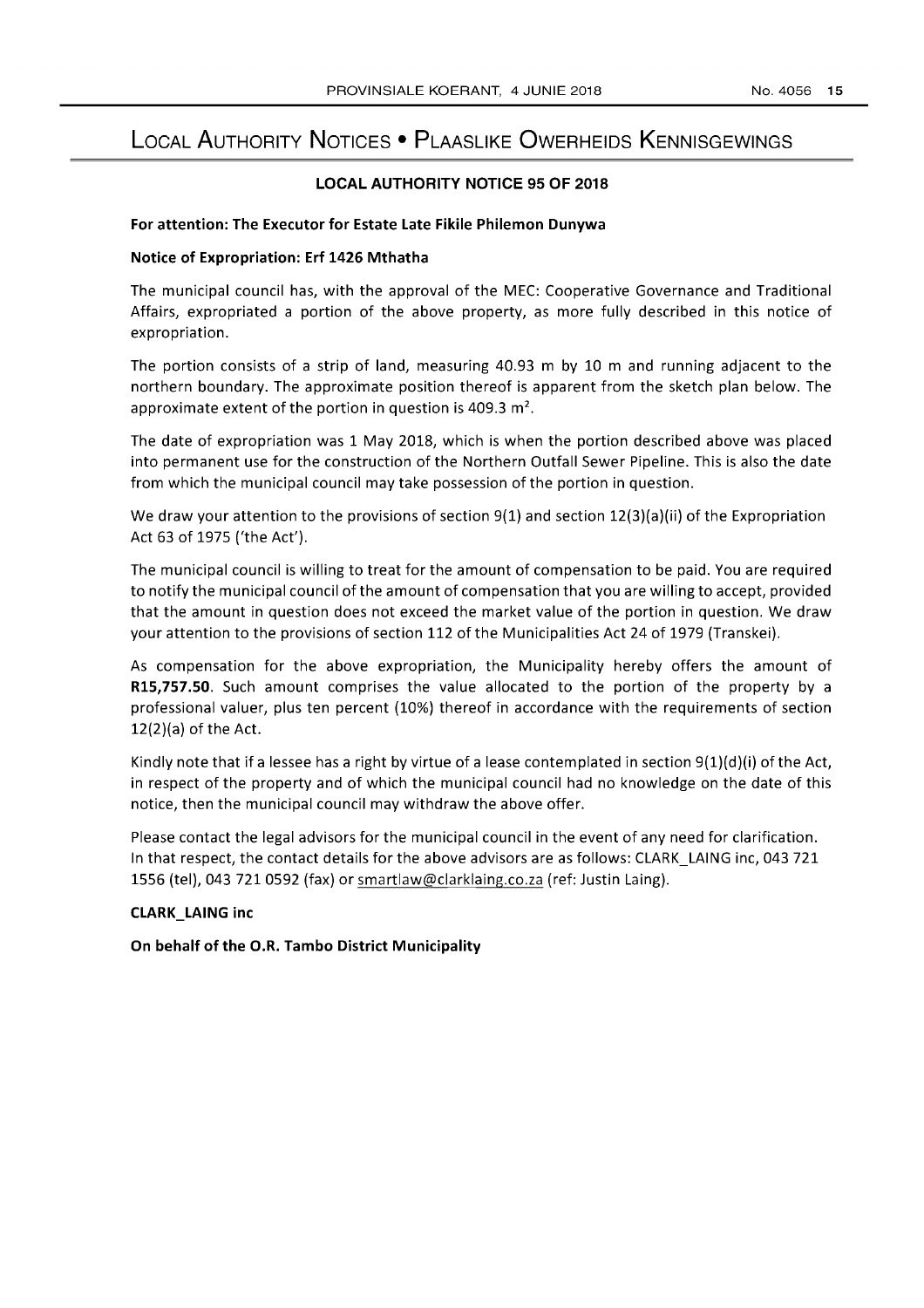# LOCAL AUTHORITY NOTICES • PLAASLIKE OWERHEIDS KENNISGEWINGS

## LOCAL AUTHORITY NOTICE 95 OF 2018

**For attention: The Executor for Estate Late Fikile Philemon Dunywa**

**Notice of Expropriation: Erf 1426 Mthatha**

The municipal council has, with the approval of the MEC: Cooperative Governance and Traditional Affairs, expropriated a portion of the above property, as more fully described in this notice of expropriation.

The portion consists of a strip of land, measuring 40.93 m by 10 m and running adjacent to the northern boundary. The approximate position thereof is apparent from the sketch plan below. The approximate extent of the portion in question is 409.3 $m^2$.

The date of expropriation was 1 May 2018, which is when the portion described above was placed into permanent use for the construction of the Northern Outfall Sewer Pipeline. This is also the date from which the municipal council may take possession of the portion in question.

We draw your attention to the provisions of section 9(1) and section 12(3)(a)(ii) of the Expropriation Act 63 of 1975 ('the Act').

The municipal council is willing to treat for the amount of compensation to be paid. You are required to notify the municipal council of the amount of compensation that you are willing to accept, provided that the amount in question does not exceed the market value of the portion in question. We draw your attention to the provisions of section 112 of the Municipalities Act 24 of 1979 (Transkei).

As compensation for the above expropriation, the Municipality hereby offers the amount of **R15,757.50**. Such amount comprises the value allocated to the portion of the property by a professional valuer, plus ten percent (10%) thereof in accordance with the requirements of section 12(2)(a) of the Act.

Kindly note that if a lessee has a right by virtue of a lease contemplated in section 9(1)(d)(i) of the Act, in respect of the property and of which the municipal council had no knowledge on the date of this notice, then the municipal council may withdraw the above offer.

Please contact the legal advisors for the municipal council in the event of any need for clarification. In that respect, the contact details for the above advisors are as follows: CLARK_LAING inc, 043 721 1556 (tel), 043 721 0592 (fax) or smartlaw@clarklaing.co.za (ref: Justin Laing).

**CLARK_LAING inc**

**On behalf of the O.R. Tambo District Municipality**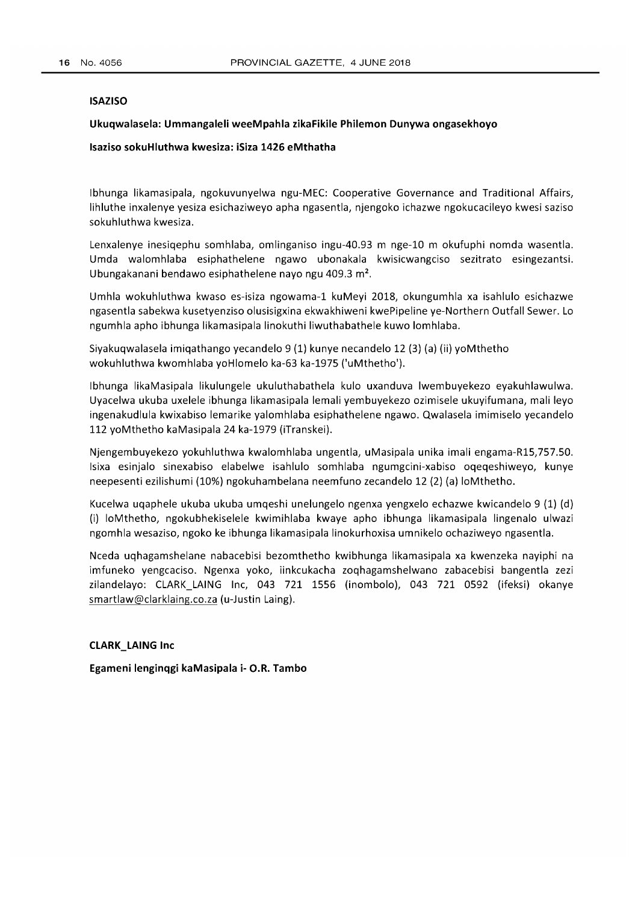**ISAZISO**

**Ukuqwalasela: Ummangaleli weeMpahla zikaFikile Philemon Dunywa ongasekhoyo**

**Isaziso sokuHluthwa kwesiza: iSiza 1426 eMthatha**

Ibhunga likamasipala, ngokuvunyelwa ngu-MEC: Cooperative Governance and Traditional Affairs, lihluthe inxalenye yesiza esichaziweyo apha ngasentla, njengoko ichazwe ngokucacileyo kwesi saziso sokuhluthwa kwesiza.

Lenxalenye inesiqephu somhlaba, omlinganiso ingu-40.93 m nge-10 m okufuphi nomda wasentla. Umda walomhlaba esiphathelene ngawo ubonakala kwisicwangciso sezitrato esingezantsi. Ubungakanani bendawo esiphathelene nayo ngu 409.3 m².

Umhla wokuhluthwa kwaso es-isiza ngowama-1 kuMeyi 2018, okungumhla xa isahlulo esichazwe ngasentla sabekwa kusetyenziso olusisigxina ekwakhiweni kwePipeline ye-Northern Outfall Sewer. Lo ngumhla apho ibhunga likamasipala linokuthi liwuthabathele kuwo lomhlaba.

Siyakuqwalasela imiqathango yecandelo 9 (1) kunye necandelo 12 (3) (a) (ii) yoMthetho wokuhluthwa kwomhlaba yoHlomelo ka-63 ka-1975 ('uMthetho').

Ibhunga likaMasipala likulungele ukuluthabathela kulo uxanduva lwembuyekezo eyakuhlawulwa. Uyacelwa ukuba uxelele ibhunga likamasipala lemali yembuyekezo ozimisele ukuyifumana, mali leyo ingenakudlula kwixabiso lemarike yalomhlaba esiphathelene ngawo. Qwalasela imimiselo yecandelo 112 yoMthetho kaMasipala 24 ka-1979 (iTranskei).

Njengembuyekezo yokuhluthwa kwalomhlaba ungentla, uMasipala unika imali engama-R15,757.50. Isixa esinjalo sinexabiso elabelwe isahlulo somhlaba ngumgcini-xabiso oqeqeshiweyo, kunye neepesenti ezilishumi (10%) ngokuhambelana neemfuno zecandelo 12 (2) (a) loMthetho.

Kucelwa uqaphele ukuba ukuba umqeshi unelungelo ngenxa yengxelo echazwe kwicandelo 9 (1) (d) (i) loMthetho, ngokubhekiselele kwimihlaba kwaye apho ibhunga likamasipala lingenalo ulwazi ngomhla wesaziso, ngoko ke ibhunga likamasipala linokurhoxisa umnikelo ochaziweyo ngasentla.

Nceda uqhagamshelane nabacebisi bezomthetho kwibhunga likamasipala xa kwenzeka nayiphi na imfuneko yengcaciso. Ngenxa yoko, iinkcukacha zoqhagamshelwano zabacebisi bangentla zezi zilandelayo: CLARK_LAING Inc, 043 721 1556 (inombolo), 043 721 0592 (ifeksi) okanye smartlaw@clarklaing.co.za (u-Justin Laing).

**CLARK_LAING Inc**

**Egameni lenginqgi kaMasipala i- O.R. Tambo**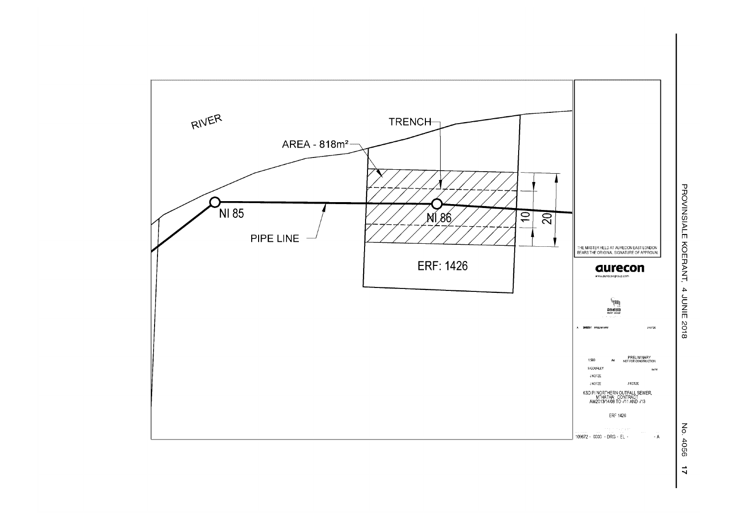RIVER

TRENCH

AREA - 818m²

NI 85

NI 86

PIPE LINE

10

20

ERF: 1426

THE MASTER HELD AT AURECON EAST LONDON BEARS THE ORIGINAL SIGNATURE OF APPROVAL

aurecon

www.aurecongroup.com

A PRELIMINARY J KOTZE

1:500 A4 PRELIMINARY NOT FOR CONSTRUCTION

S GOURLEY DATE

J KOTZE

J KOTZE J KOTZE

KSD PI NORTHERN OUTFALL SEWER, MTHATHA CONTRACT AW2013/14/08 TO -/11 AND -/13

ERF 1426

109672 - 0000 - DRG - EL - - A